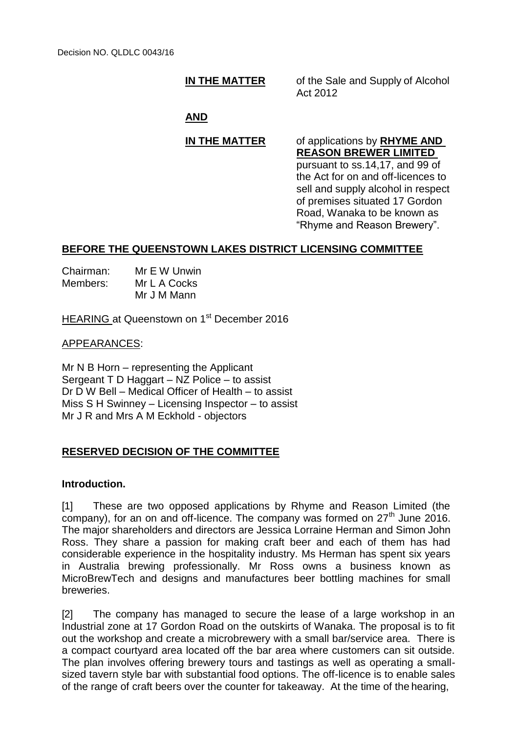Decision NO. QLDLC 0043/16

**IN THE MATTER** of the Sale and Supply of Alcohol Act 2012

**AND**

**IN THE MATTER** of applications by **RHYME AND REASON BREWER LIMITED** pursuant to ss.14,17, and 99 of the Act for on and off-licences to sell and supply alcohol in respect of premises situated 17 Gordon Road, Wanaka to be known as "Rhyme and Reason Brewery".

## BEFORE THE QUEENSTOWN LAKES DISTRICT LICENSING COMMITTEE

Chairman: Mr E W Unwin
Members: Mr L A Cocks
Mr J M Mann

HEARING at Queenstown on 1st December 2016

APPEARANCES:

Mr N B Horn – representing the Applicant
Sergeant T D Haggart – NZ Police – to assist
Dr D W Bell – Medical Officer of Health – to assist
Miss S H Swinney – Licensing Inspector – to assist
Mr J R and Mrs A M Eckhold - objectors

## RESERVED DECISION OF THE COMMITTEE

### Introduction.

[1] These are two opposed applications by Rhyme and Reason Limited (the company), for an on and off-licence. The company was formed on 27th June 2016. The major shareholders and directors are Jessica Lorraine Herman and Simon John Ross. They share a passion for making craft beer and each of them has had considerable experience in the hospitality industry. Ms Herman has spent six years in Australia brewing professionally. Mr Ross owns a business known as MicroBrewTech and designs and manufactures beer bottling machines for small breweries.

[2] The company has managed to secure the lease of a large workshop in an Industrial zone at 17 Gordon Road on the outskirts of Wanaka. The proposal is to fit out the workshop and create a microbrewery with a small bar/service area. There is a compact courtyard area located off the bar area where customers can sit outside. The plan involves offering brewery tours and tastings as well as operating a small-sized tavern style bar with substantial food options. The off-licence is to enable sales of the range of craft beers over the counter for takeaway. At the time of the hearing,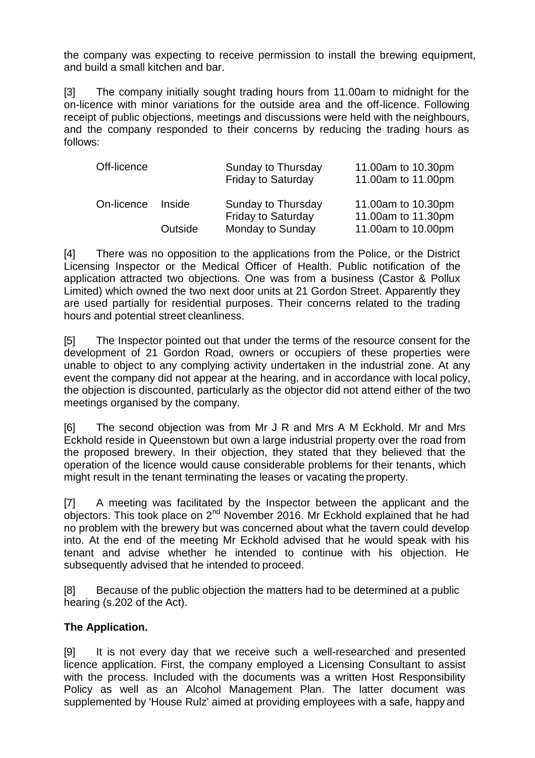the company was expecting to receive permission to install the brewing equipment, and build a small kitchen and bar.

[3] The company initially sought trading hours from 11.00am to midnight for the on-licence with minor variations for the outside area and the off-licence. Following receipt of public objections, meetings and discussions were held with the neighbours, and the company responded to their concerns by reducing the trading hours as follows:

| | | | |
|---|---|---|---|
| Off-licence | | Sunday to Thursday | 11.00am to 10.30pm |
| | | Friday to Saturday | 11.00am to 11.00pm |
| On-licence | Inside | Sunday to Thursday | 11.00am to 10.30pm |
| | | Friday to Saturday | 11.00am to 11.30pm |
| | Outside | Monday to Sunday | 11.00am to 10.00pm |

[4] There was no opposition to the applications from the Police, or the District Licensing Inspector or the Medical Officer of Health. Public notification of the application attracted two objections. One was from a business (Castor & Pollux Limited) which owned the two next door units at 21 Gordon Street. Apparently they are used partially for residential purposes. Their concerns related to the trading hours and potential street cleanliness.

[5] The Inspector pointed out that under the terms of the resource consent for the development of 21 Gordon Road, owners or occupiers of these properties were unable to object to any complying activity undertaken in the industrial zone. At any event the company did not appear at the hearing, and in accordance with local policy, the objection is discounted, particularly as the objector did not attend either of the two meetings organised by the company.

[6] The second objection was from Mr J R and Mrs A M Eckhold. Mr and Mrs Eckhold reside in Queenstown but own a large industrial property over the road from the proposed brewery. In their objection, they stated that they believed that the operation of the licence would cause considerable problems for their tenants, which might result in the tenant terminating the leases or vacating the property.

[7] A meeting was facilitated by the Inspector between the applicant and the objectors. This took place on 2nd November 2016. Mr Eckhold explained that he had no problem with the brewery but was concerned about what the tavern could develop into. At the end of the meeting Mr Eckhold advised that he would speak with his tenant and advise whether he intended to continue with his objection. He subsequently advised that he intended to proceed.

[8] Because of the public objection the matters had to be determined at a public hearing (s.202 of the Act).

## The Application.

[9] It is not every day that we receive such a well-researched and presented licence application. First, the company employed a Licensing Consultant to assist with the process. Included with the documents was a written Host Responsibility Policy as well as an Alcohol Management Plan. The latter document was supplemented by 'House Rulz' aimed at providing employees with a safe, happy and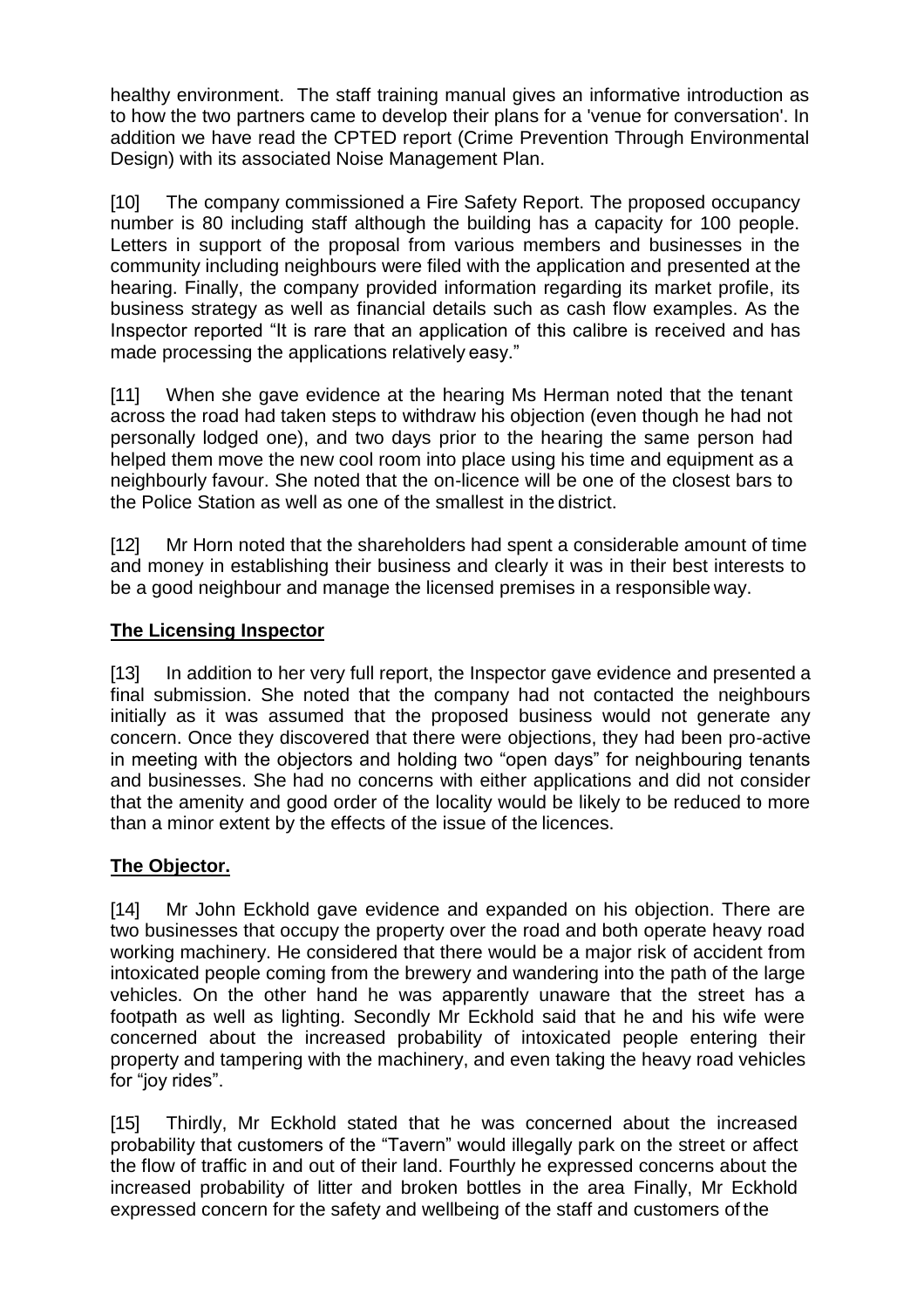healthy environment. The staff training manual gives an informative introduction as to how the two partners came to develop their plans for a 'venue for conversation'. In addition we have read the CPTED report (Crime Prevention Through Environmental Design) with its associated Noise Management Plan.

[10] The company commissioned a Fire Safety Report. The proposed occupancy number is 80 including staff although the building has a capacity for 100 people. Letters in support of the proposal from various members and businesses in the community including neighbours were filed with the application and presented at the hearing. Finally, the company provided information regarding its market profile, its business strategy as well as financial details such as cash flow examples. As the Inspector reported "It is rare that an application of this calibre is received and has made processing the applications relatively easy."

[11] When she gave evidence at the hearing Ms Herman noted that the tenant across the road had taken steps to withdraw his objection (even though he had not personally lodged one), and two days prior to the hearing the same person had helped them move the new cool room into place using his time and equipment as a neighbourly favour. She noted that the on-licence will be one of the closest bars to the Police Station as well as one of the smallest in the district.

[12] Mr Horn noted that the shareholders had spent a considerable amount of time and money in establishing their business and clearly it was in their best interests to be a good neighbour and manage the licensed premises in a responsible way.

## **The Licensing Inspector**

[13] In addition to her very full report, the Inspector gave evidence and presented a final submission. She noted that the company had not contacted the neighbours initially as it was assumed that the proposed business would not generate any concern. Once they discovered that there were objections, they had been pro-active in meeting with the objectors and holding two "open days" for neighbouring tenants and businesses. She had no concerns with either applications and did not consider that the amenity and good order of the locality would be likely to be reduced to more than a minor extent by the effects of the issue of the licences.

## **The Objector.**

[14] Mr John Eckhold gave evidence and expanded on his objection. There are two businesses that occupy the property over the road and both operate heavy road working machinery. He considered that there would be a major risk of accident from intoxicated people coming from the brewery and wandering into the path of the large vehicles. On the other hand he was apparently unaware that the street has a footpath as well as lighting. Secondly Mr Eckhold said that he and his wife were concerned about the increased probability of intoxicated people entering their property and tampering with the machinery, and even taking the heavy road vehicles for "joy rides".

[15] Thirdly, Mr Eckhold stated that he was concerned about the increased probability that customers of the "Tavern" would illegally park on the street or affect the flow of traffic in and out of their land. Fourthly he expressed concerns about the increased probability of litter and broken bottles in the area Finally, Mr Eckhold expressed concern for the safety and wellbeing of the staff and customers of the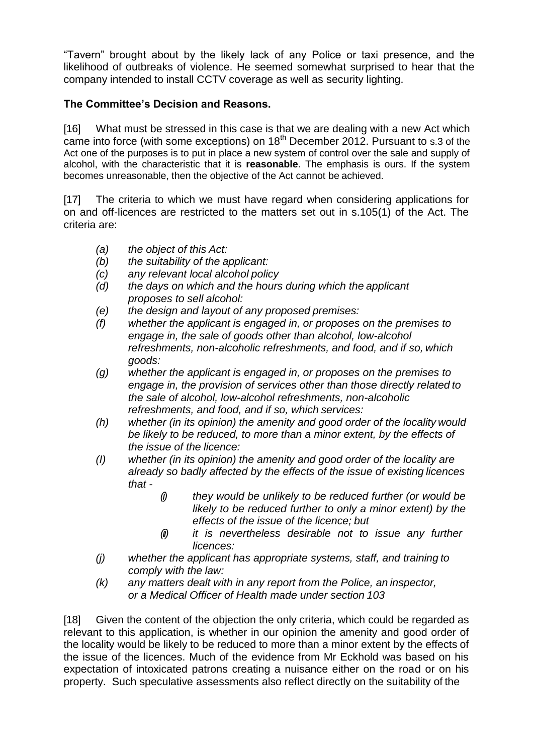"Tavern" brought about by the likely lack of any Police or taxi presence, and the likelihood of outbreaks of violence. He seemed somewhat surprised to hear that the company intended to install CCTV coverage as well as security lighting.

**The Committee's Decision and Reasons.**

[16] What must be stressed in this case is that we are dealing with a new Act which came into force (with some exceptions) on 18th December 2012. Pursuant to s.3 of the Act one of the purposes is to put in place a new system of control over the sale and supply of alcohol, with the characteristic that it is **reasonable**. The emphasis is ours. If the system becomes unreasonable, then the objective of the Act cannot be achieved.

[17] The criteria to which we must have regard when considering applications for on and off-licences are restricted to the matters set out in s.105(1) of the Act. The criteria are:

- *(a) the object of this Act:*
- *(b) the suitability of the applicant:*
- *(c) any relevant local alcohol policy*
- *(d) the days on which and the hours during which the applicant proposes to sell alcohol:*
- *(e) the design and layout of any proposed premises:*
- *(f) whether the applicant is engaged in, or proposes on the premises to engage in, the sale of goods other than alcohol, low-alcohol refreshments, non-alcoholic refreshments, and food, and if so, which goods:*
- *(g) whether the applicant is engaged in, or proposes on the premises to engage in, the provision of services other than those directly related to the sale of alcohol, low-alcohol refreshments, non-alcoholic refreshments, and food, and if so, which services:*
- *(h) whether (in its opinion) the amenity and good order of the locality would be likely to be reduced, to more than a minor extent, by the effects of the issue of the licence:*
- *(I) whether (in its opinion) the amenity and good order of the locality are already so badly affected by the effects of the issue of existing licences that -*
  - *(i) they would be unlikely to be reduced further (or would be likely to be reduced further to only a minor extent) by the effects of the issue of the licence; but*
  - *(ii) it is nevertheless desirable not to issue any further licences:*
- *(j) whether the applicant has appropriate systems, staff, and training to comply with the law:*
- *(k) any matters dealt with in any report from the Police, an inspector, or a Medical Officer of Health made under section 103*

[18] Given the content of the objection the only criteria, which could be regarded as relevant to this application, is whether in our opinion the amenity and good order of the locality would be likely to be reduced to more than a minor extent by the effects of the issue of the licences. Much of the evidence from Mr Eckhold was based on his expectation of intoxicated patrons creating a nuisance either on the road or on his property. Such speculative assessments also reflect directly on the suitability of the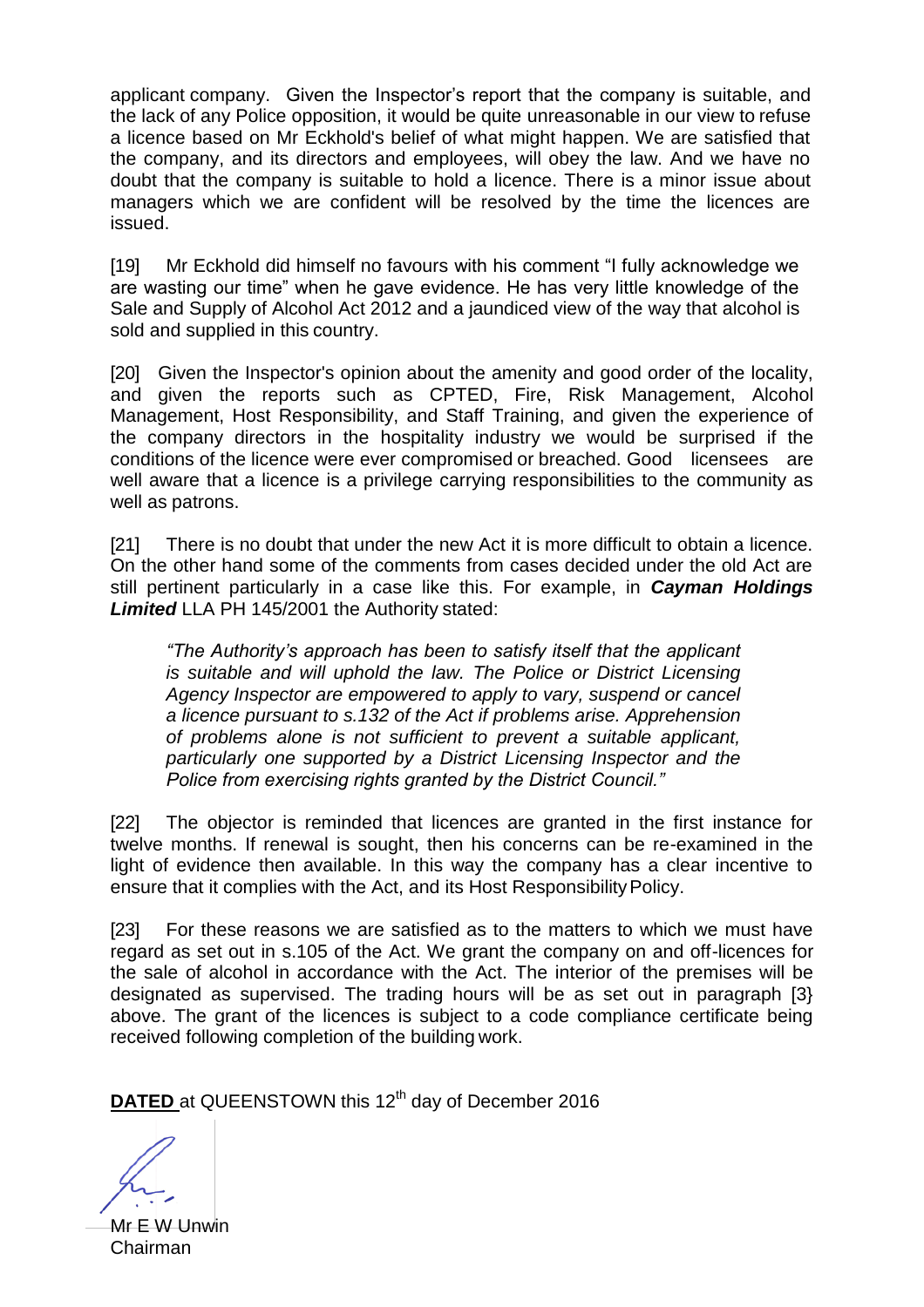applicant company. Given the Inspector's report that the company is suitable, and the lack of any Police opposition, it would be quite unreasonable in our view to refuse a licence based on Mr Eckhold's belief of what might happen. We are satisfied that the company, and its directors and employees, will obey the law. And we have no doubt that the company is suitable to hold a licence. There is a minor issue about managers which we are confident will be resolved by the time the licences are issued.

[19] Mr Eckhold did himself no favours with his comment "I fully acknowledge we are wasting our time" when he gave evidence. He has very little knowledge of the Sale and Supply of Alcohol Act 2012 and a jaundiced view of the way that alcohol is sold and supplied in this country.

[20] Given the Inspector's opinion about the amenity and good order of the locality, and given the reports such as CPTED, Fire, Risk Management, Alcohol Management, Host Responsibility, and Staff Training, and given the experience of the company directors in the hospitality industry we would be surprised if the conditions of the licence were ever compromised or breached. Good licensees are well aware that a licence is a privilege carrying responsibilities to the community as well as patrons.

[21] There is no doubt that under the new Act it is more difficult to obtain a licence. On the other hand some of the comments from cases decided under the old Act are still pertinent particularly in a case like this. For example, in ***Cayman Holdings Limited*** LLA PH 145/2001 the Authority stated:

> *"The Authority's approach has been to satisfy itself that the applicant is suitable and will uphold the law. The Police or District Licensing Agency Inspector are empowered to apply to vary, suspend or cancel a licence pursuant to s.132 of the Act if problems arise. Apprehension of problems alone is not sufficient to prevent a suitable applicant, particularly one supported by a District Licensing Inspector and the Police from exercising rights granted by the District Council."*

[22] The objector is reminded that licences are granted in the first instance for twelve months. If renewal is sought, then his concerns can be re-examined in the light of evidence then available. In this way the company has a clear incentive to ensure that it complies with the Act, and its Host Responsibility Policy.

[23] For these reasons we are satisfied as to the matters to which we must have regard as set out in s.105 of the Act. We grant the company on and off-licences for the sale of alcohol in accordance with the Act. The interior of the premises will be designated as supervised. The trading hours will be as set out in paragraph [3} above. The grant of the licences is subject to a code compliance certificate being received following completion of the building work.

**DATED** at QUEENSTOWN this 12th day of December 2016

Mr E W Unwin
Chairman